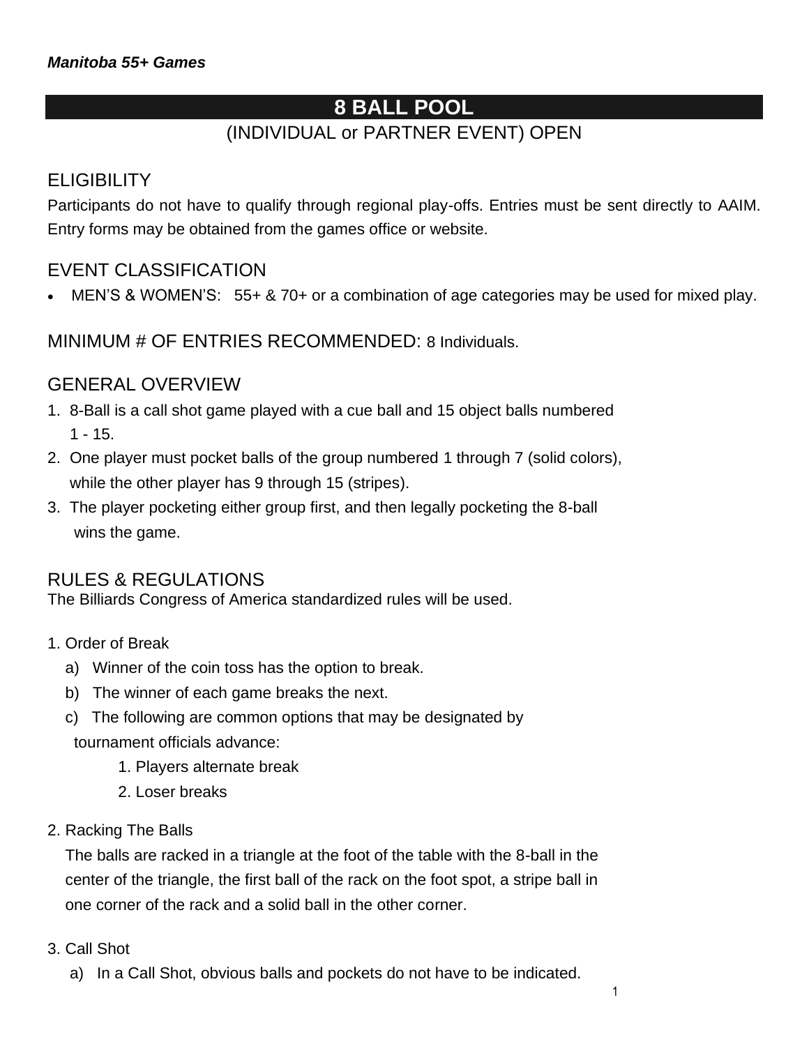***Manitoba 55+ Games***

# 8 BALL POOL

(INDIVIDUAL or PARTNER EVENT) OPEN

## ELIGIBILITY

Participants do not have to qualify through regional play-offs. Entries must be sent directly to AAIM. Entry forms may be obtained from the games office or website.

## EVENT CLASSIFICATION

- MEN'S & WOMEN'S: 55+ & 70+ or a combination of age categories may be used for mixed play.

## MINIMUM # OF ENTRIES RECOMMENDED: 8 Individuals.

## GENERAL OVERVIEW

1. 8-Ball is a call shot game played with a cue ball and 15 object balls numbered 1 - 15.
2. One player must pocket balls of the group numbered 1 through 7 (solid colors), while the other player has 9 through 15 (stripes).
3. The player pocketing either group first, and then legally pocketing the 8-ball wins the game.

## RULES & REGULATIONS

The Billiards Congress of America standardized rules will be used.

1. Order of Break
   a) Winner of the coin toss has the option to break.
   b) The winner of each game breaks the next.
   c) The following are common options that may be designated by tournament officials advance:
      1. Players alternate break
      2. Loser breaks

2. Racking The Balls

   The balls are racked in a triangle at the foot of the table with the 8-ball in the center of the triangle, the first ball of the rack on the foot spot, a stripe ball in one corner of the rack and a solid ball in the other corner.

3. Call Shot
   a) In a Call Shot, obvious balls and pockets do not have to be indicated.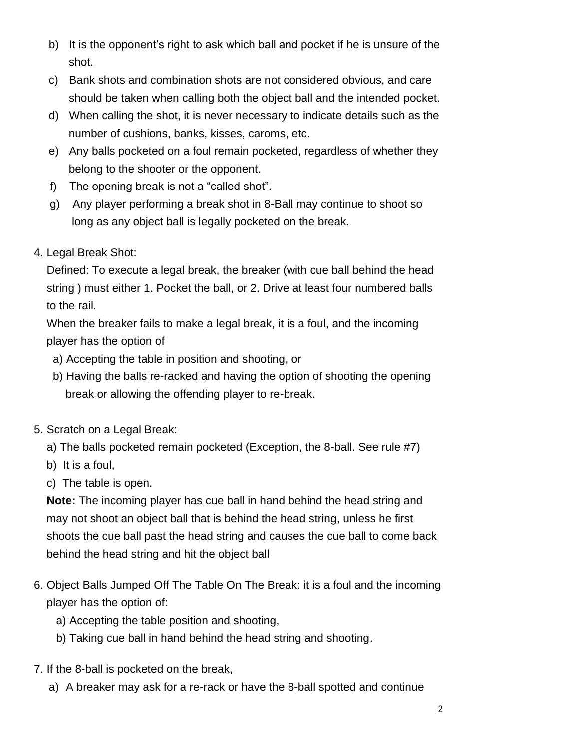b) It is the opponent's right to ask which ball and pocket if he is unsure of the shot.
c) Bank shots and combination shots are not considered obvious, and care should be taken when calling both the object ball and the intended pocket.
d) When calling the shot, it is never necessary to indicate details such as the number of cushions, banks, kisses, caroms, etc.
e) Any balls pocketed on a foul remain pocketed, regardless of whether they belong to the shooter or the opponent.
f) The opening break is not a "called shot".
g) Any player performing a break shot in 8-Ball may continue to shoot so long as any object ball is legally pocketed on the break.

4. Legal Break Shot:
   Defined: To execute a legal break, the breaker (with cue ball behind the head string ) must either 1. Pocket the ball, or 2. Drive at least four numbered balls to the rail.
   When the breaker fails to make a legal break, it is a foul, and the incoming player has the option of
   a) Accepting the table in position and shooting, or
   b) Having the balls re-racked and having the option of shooting the opening break or allowing the offending player to re-break.

5. Scratch on a Legal Break:
   a) The balls pocketed remain pocketed (Exception, the 8-ball. See rule #7)
   b) It is a foul,
   c) The table is open.
   **Note:** The incoming player has cue ball in hand behind the head string and may not shoot an object ball that is behind the head string, unless he first shoots the cue ball past the head string and causes the cue ball to come back behind the head string and hit the object ball

6. Object Balls Jumped Off The Table On The Break: it is a foul and the incoming player has the option of:
   a) Accepting the table position and shooting,
   b) Taking cue ball in hand behind the head string and shooting.

7. If the 8-ball is pocketed on the break,
   a) A breaker may ask for a re-rack or have the 8-ball spotted and continue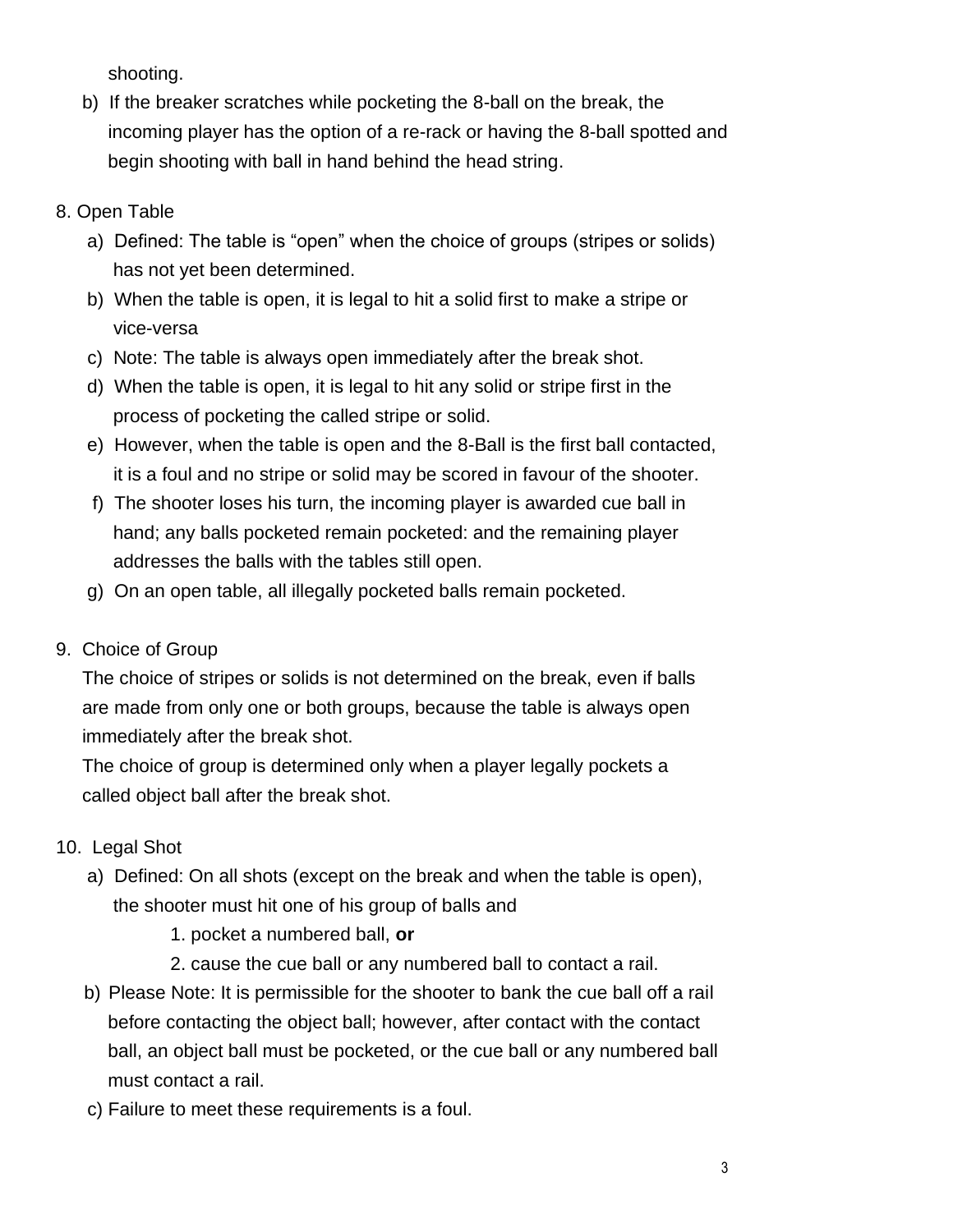shooting.

b) If the breaker scratches while pocketing the 8-ball on the break, the incoming player has the option of a re-rack or having the 8-ball spotted and begin shooting with ball in hand behind the head string.

8. Open Table

a) Defined: The table is “open” when the choice of groups (stripes or solids) has not yet been determined.

b) When the table is open, it is legal to hit a solid first to make a stripe or vice-versa

c) Note: The table is always open immediately after the break shot.

d) When the table is open, it is legal to hit any solid or stripe first in the process of pocketing the called stripe or solid.

e) However, when the table is open and the 8-Ball is the first ball contacted, it is a foul and no stripe or solid may be scored in favour of the shooter.

f) The shooter loses his turn, the incoming player is awarded cue ball in hand; any balls pocketed remain pocketed: and the remaining player addresses the balls with the tables still open.

g) On an open table, all illegally pocketed balls remain pocketed.

9. Choice of Group

The choice of stripes or solids is not determined on the break, even if balls are made from only one or both groups, because the table is always open immediately after the break shot.

The choice of group is determined only when a player legally pockets a called object ball after the break shot.

10. Legal Shot

a) Defined: On all shots (except on the break and when the table is open), the shooter must hit one of his group of balls and

1. pocket a numbered ball, **or**
2. cause the cue ball or any numbered ball to contact a rail.

b) Please Note: It is permissible for the shooter to bank the cue ball off a rail before contacting the object ball; however, after contact with the contact ball, an object ball must be pocketed, or the cue ball or any numbered ball must contact a rail.

c) Failure to meet these requirements is a foul.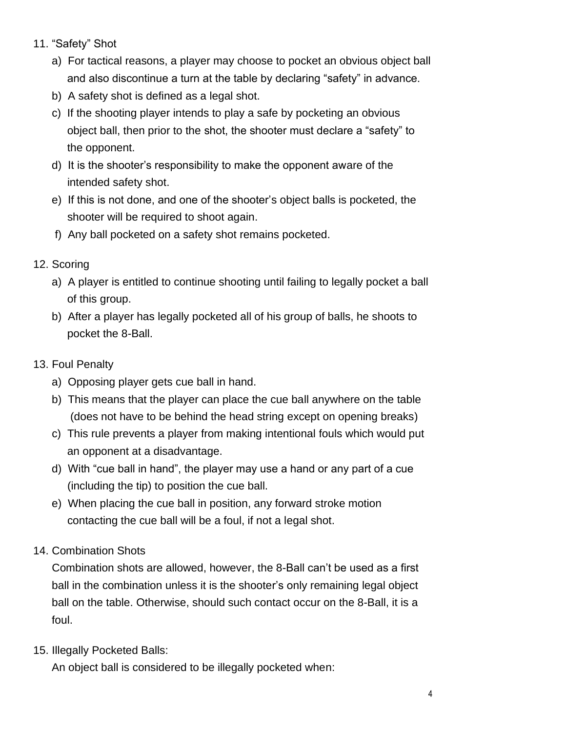11. "Safety" Shot
    a) For tactical reasons, a player may choose to pocket an obvious object ball and also discontinue a turn at the table by declaring "safety" in advance.
    b) A safety shot is defined as a legal shot.
    c) If the shooting player intends to play a safe by pocketing an obvious object ball, then prior to the shot, the shooter must declare a "safety" to the opponent.
    d) It is the shooter's responsibility to make the opponent aware of the intended safety shot.
    e) If this is not done, and one of the shooter's object balls is pocketed, the shooter will be required to shoot again.
    f) Any ball pocketed on a safety shot remains pocketed.

12. Scoring
    a) A player is entitled to continue shooting until failing to legally pocket a ball of this group.
    b) After a player has legally pocketed all of his group of balls, he shoots to pocket the 8-Ball.

13. Foul Penalty
    a) Opposing player gets cue ball in hand.
    b) This means that the player can place the cue ball anywhere on the table (does not have to be behind the head string except on opening breaks)
    c) This rule prevents a player from making intentional fouls which would put an opponent at a disadvantage.
    d) With "cue ball in hand", the player may use a hand or any part of a cue (including the tip) to position the cue ball.
    e) When placing the cue ball in position, any forward stroke motion contacting the cue ball will be a foul, if not a legal shot.

14. Combination Shots

    Combination shots are allowed, however, the 8-Ball can't be used as a first ball in the combination unless it is the shooter's only remaining legal object ball on the table. Otherwise, should such contact occur on the 8-Ball, it is a foul.

15. Illegally Pocketed Balls:

    An object ball is considered to be illegally pocketed when: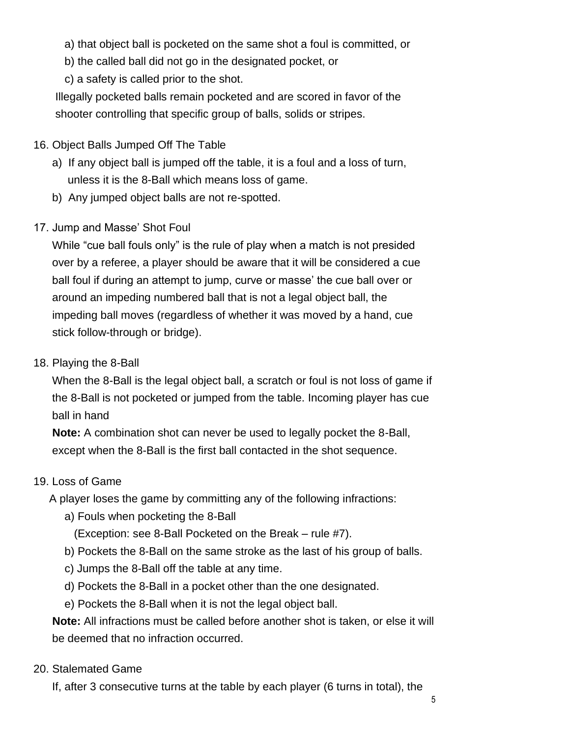a) that object ball is pocketed on the same shot a foul is committed, or
b) the called ball did not go in the designated pocket, or
c) a safety is called prior to the shot.

Illegally pocketed balls remain pocketed and are scored in favor of the shooter controlling that specific group of balls, solids or stripes.

16. Object Balls Jumped Off The Table
    a) If any object ball is jumped off the table, it is a foul and a loss of turn, unless it is the 8-Ball which means loss of game.
    b) Any jumped object balls are not re-spotted.

17. Jump and Masse' Shot Foul

    While "cue ball fouls only" is the rule of play when a match is not presided over by a referee, a player should be aware that it will be considered a cue ball foul if during an attempt to jump, curve or masse' the cue ball over or around an impeding numbered ball that is not a legal object ball, the impeding ball moves (regardless of whether it was moved by a hand, cue stick follow-through or bridge).

18. Playing the 8-Ball

    When the 8-Ball is the legal object ball, a scratch or foul is not loss of game if the 8-Ball is not pocketed or jumped from the table. Incoming player has cue ball in hand

    **Note:** A combination shot can never be used to legally pocket the 8-Ball, except when the 8-Ball is the first ball contacted in the shot sequence.

19. Loss of Game

    A player loses the game by committing any of the following infractions:

    a) Fouls when pocketing the 8-Ball
       (Exception: see 8-Ball Pocketed on the Break – rule #7).
    b) Pockets the 8-Ball on the same stroke as the last of his group of balls.
    c) Jumps the 8-Ball off the table at any time.
    d) Pockets the 8-Ball in a pocket other than the one designated.
    e) Pockets the 8-Ball when it is not the legal object ball.

    **Note:** All infractions must be called before another shot is taken, or else it will be deemed that no infraction occurred.

20. Stalemated Game

    If, after 3 consecutive turns at the table by each player (6 turns in total), the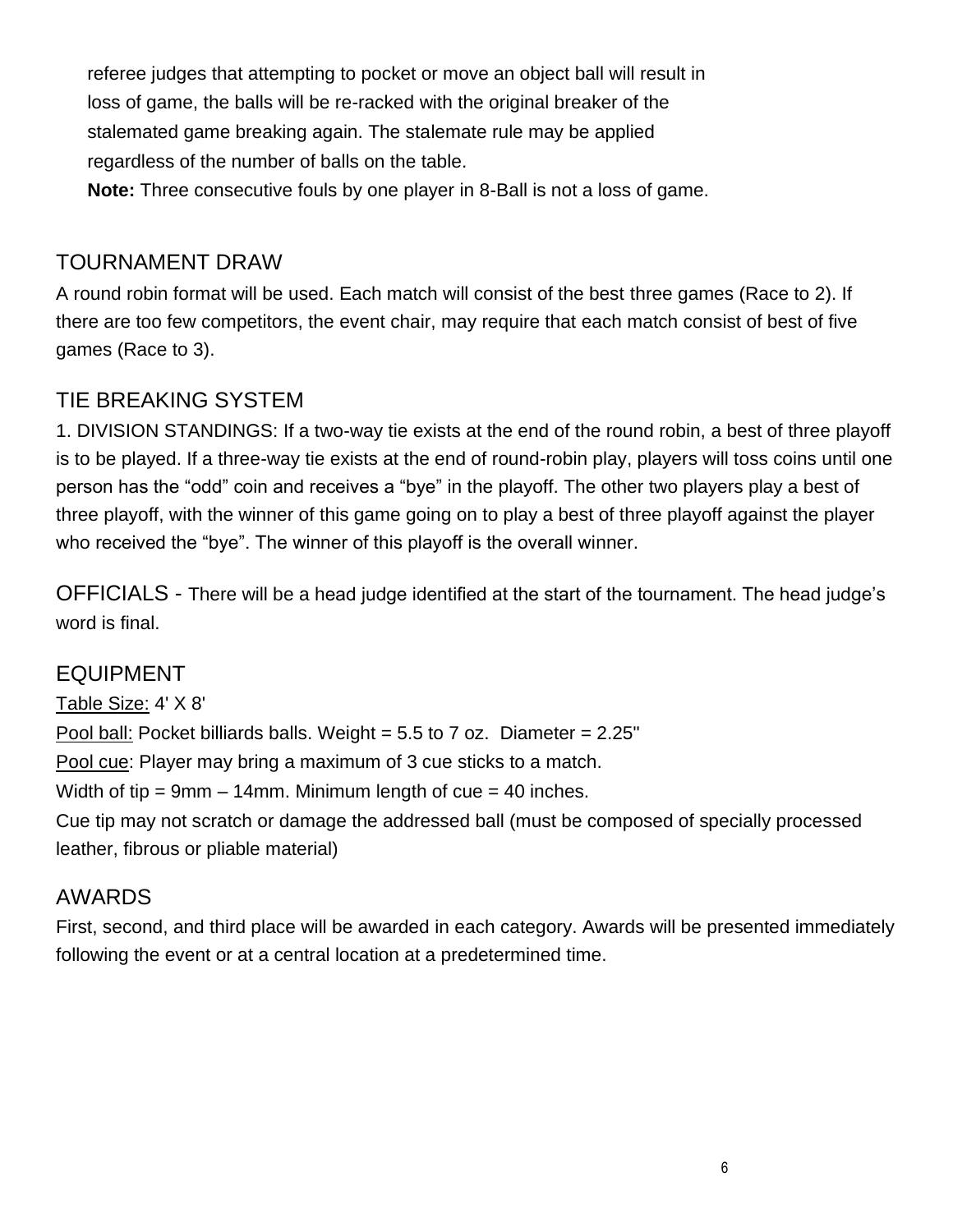referee judges that attempting to pocket or move an object ball will result in loss of game, the balls will be re-racked with the original breaker of the stalemated game breaking again. The stalemate rule may be applied regardless of the number of balls on the table.

**Note:** Three consecutive fouls by one player in 8-Ball is not a loss of game.

## TOURNAMENT DRAW

A round robin format will be used. Each match will consist of the best three games (Race to 2). If there are too few competitors, the event chair, may require that each match consist of best of five games (Race to 3).

## TIE BREAKING SYSTEM

1. DIVISION STANDINGS: If a two-way tie exists at the end of the round robin, a best of three playoff is to be played. If a three-way tie exists at the end of round-robin play, players will toss coins until one person has the "odd" coin and receives a "bye" in the playoff. The other two players play a best of three playoff, with the winner of this game going on to play a best of three playoff against the player who received the "bye". The winner of this playoff is the overall winner.

## OFFICIALS - There will be a head judge identified at the start of the tournament. The head judge's word is final.

## EQUIPMENT

Table Size: 4' X 8'

Pool ball: Pocket billiards balls. Weight = 5.5 to 7 oz. Diameter = 2.25"

Pool cue: Player may bring a maximum of 3 cue sticks to a match.

Width of tip = 9mm – 14mm. Minimum length of cue = 40 inches.

Cue tip may not scratch or damage the addressed ball (must be composed of specially processed leather, fibrous or pliable material)

## AWARDS

First, second, and third place will be awarded in each category. Awards will be presented immediately following the event or at a central location at a predetermined time.